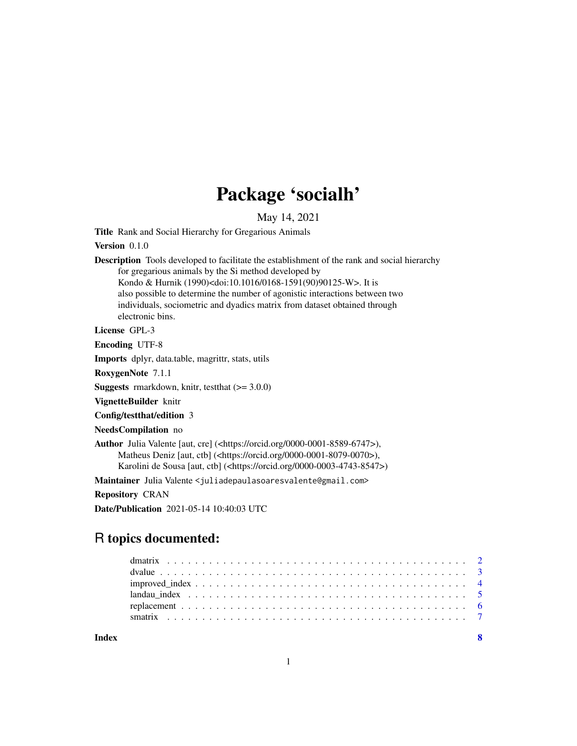# Package 'socialh'

May 14, 2021

**Title** Rank and Social Hierarchy for Gregarious Animals

**Version** 0.1.0

**Description** Tools developed to facilitate the establishment of the rank and social hierarchy for gregarious animals by the Si method developed by Kondo & Hurnik (1990)<doi:10.1016/0168-1591(90)90125-W>. It is also possible to determine the number of agonistic interactions between two individuals, sociometric and dyadics matrix from dataset obtained through electronic bins.

**License** GPL-3

**Encoding** UTF-8

**Imports** dplyr, data.table, magrittr, stats, utils

**RoxygenNote** 7.1.1

**Suggests** rmarkdown, knitr, testthat (>= 3.0.0)

**VignetteBuilder** knitr

**Config/testthat/edition** 3

**NeedsCompilation** no

**Author** Julia Valente [aut, cre] (<https://orcid.org/0000-0001-8589-6747>), Matheus Deniz [aut, ctb] (<https://orcid.org/0000-0001-8079-0070>), Karolini de Sousa [aut, ctb] (<https://orcid.org/0000-0003-4743-8547>)

**Maintainer** Julia Valente <juliadepaulasoaresvalente@gmail.com>

**Repository** CRAN

**Date/Publication** 2021-05-14 10:40:03 UTC

## R topics documented:

- dmatrix . . . . . . . . . . . . . . . . . . . . . . . . . . . . . . . . . . . . . . . . . . 2
- dvalue . . . . . . . . . . . . . . . . . . . . . . . . . . . . . . . . . . . . . . . . . . 3
- improved_index . . . . . . . . . . . . . . . . . . . . . . . . . . . . . . . . . . . . . . 4
- landau_index . . . . . . . . . . . . . . . . . . . . . . . . . . . . . . . . . . . . . . . 5
- replacement . . . . . . . . . . . . . . . . . . . . . . . . . . . . . . . . . . . . . . . 6
- smatrix . . . . . . . . . . . . . . . . . . . . . . . . . . . . . . . . . . . . . . . . . . 7

**Index** 8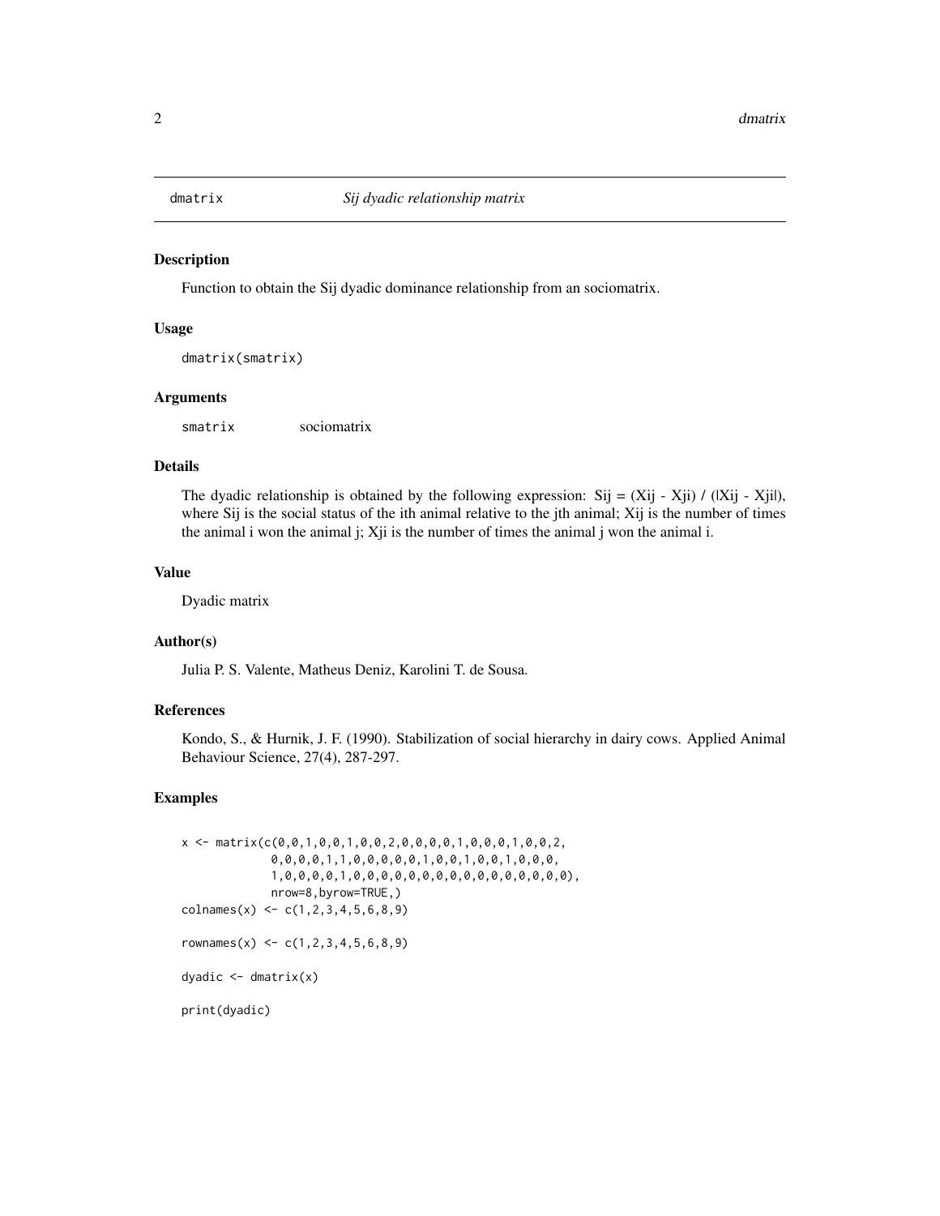# dmatrix — *Sij dyadic relationship matrix*

## Description

Function to obtain the Sij dyadic dominance relationship from an sociomatrix.

## Usage

```
dmatrix(smatrix)
```

## Arguments

| | |
|---|---|
| smatrix | sociomatrix |

## Details

The dyadic relationship is obtained by the following expression: $S_{ij} = (X_{ij} - X_{ji}) / (|X_{ij} - X_{ji}|)$, where $S_{ij}$ is the social status of the ith animal relative to the jth animal; $X_{ij}$ is the number of times the animal i won the animal j; $X_{ji}$ is the number of times the animal j won the animal i.

## Value

Dyadic matrix

## Author(s)

Julia P. S. Valente, Matheus Deniz, Karolini T. de Sousa.

## References

Kondo, S., & Hurnik, J. F. (1990). Stabilization of social hierarchy in dairy cows. Applied Animal Behaviour Science, 27(4), 287-297.

## Examples

```
x <- matrix(c(0,0,1,0,0,1,0,0,2,0,0,0,0,1,0,0,0,1,0,0,2,
             0,0,0,0,1,1,0,0,0,0,0,0,1,0,0,1,0,0,1,0,0,0,
             1,0,0,0,0,1,0,0,0,0,0,0,0,0,0,0,0,0,0,0,0,0),
             nrow=8,byrow=TRUE,)
colnames(x) <- c(1,2,3,4,5,6,8,9)

rownames(x) <- c(1,2,3,4,5,6,8,9)

dyadic <- dmatrix(x)

print(dyadic)
```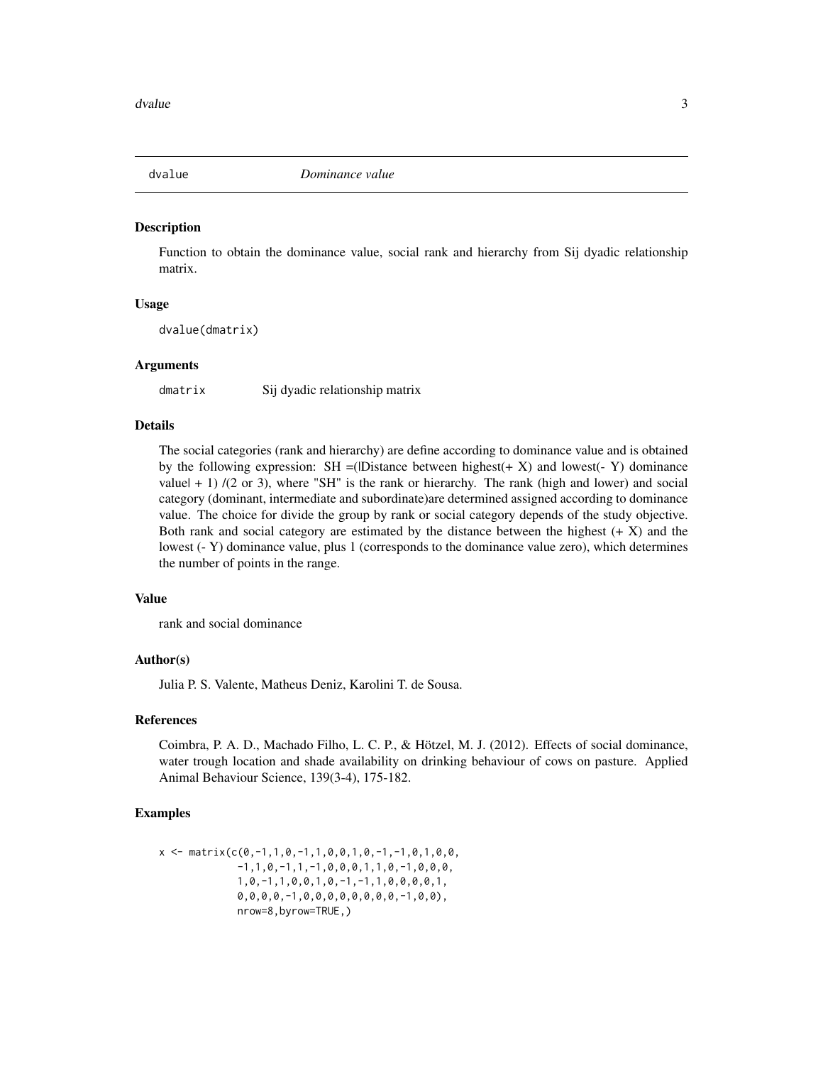## dvalue — *Dominance value*

### Description

Function to obtain the dominance value, social rank and hierarchy from Sij dyadic relationship matrix.

### Usage

```
dvalue(dmatrix)
```

### Arguments

`dmatrix` Sij dyadic relationship matrix

### Details

The social categories (rank and hierarchy) are define according to dominance value and is obtained by the following expression: SH =(|Distance between highest(+ X) and lowest(- Y) dominance value| + 1) /(2 or 3), where "SH" is the rank or hierarchy. The rank (high and lower) and social category (dominant, intermediate and subordinate)are determined assigned according to dominance value. The choice for divide the group by rank or social category depends of the study objective. Both rank and social category are estimated by the distance between the highest (+ X) and the lowest (- Y) dominance value, plus 1 (corresponds to the dominance value zero), which determines the number of points in the range.

### Value

rank and social dominance

### Author(s)

Julia P. S. Valente, Matheus Deniz, Karolini T. de Sousa.

### References

Coimbra, P. A. D., Machado Filho, L. C. P., & Hötzel, M. J. (2012). Effects of social dominance, water trough location and shade availability on drinking behaviour of cows on pasture. Applied Animal Behaviour Science, 139(3-4), 175-182.

### Examples

```
x <- matrix(c(0,-1,1,0,-1,1,0,0,1,0,-1,-1,0,1,0,0,
            -1,1,0,-1,1,-1,0,0,0,1,1,0,-1,0,0,0,
            1,0,-1,1,0,0,1,0,-1,-1,1,0,0,0,0,1,
            0,0,0,0,-1,0,0,0,0,0,0,0,0,-1,0,0),
            nrow=8,byrow=TRUE,)
```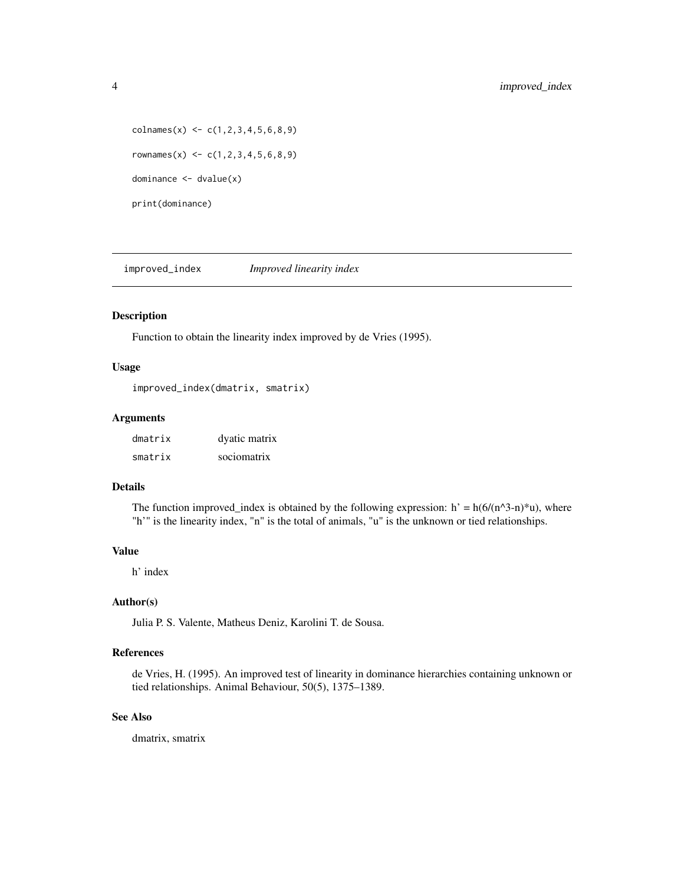```
colnames(x) <- c(1,2,3,4,5,6,8,9)

rownames(x) <- c(1,2,3,4,5,6,8,9)

dominance <- dvalue(x)

print(dominance)
```

---

## improved_index *Improved linearity index*

### Description

Function to obtain the linearity index improved by de Vries (1995).

### Usage

```
improved_index(dmatrix, smatrix)
```

### Arguments

| | |
|---|---|
| dmatrix | dyatic matrix |
| smatrix | sociomatrix |

### Details

The function improved_index is obtained by the following expression: h' = h(6/(n^3-n)*u), where "h'" is the linearity index, "n" is the total of animals, "u" is the unknown or tied relationships.

### Value

h' index

### Author(s)

Julia P. S. Valente, Matheus Deniz, Karolini T. de Sousa.

### References

de Vries, H. (1995). An improved test of linearity in dominance hierarchies containing unknown or tied relationships. Animal Behaviour, 50(5), 1375–1389.

### See Also

dmatrix, smatrix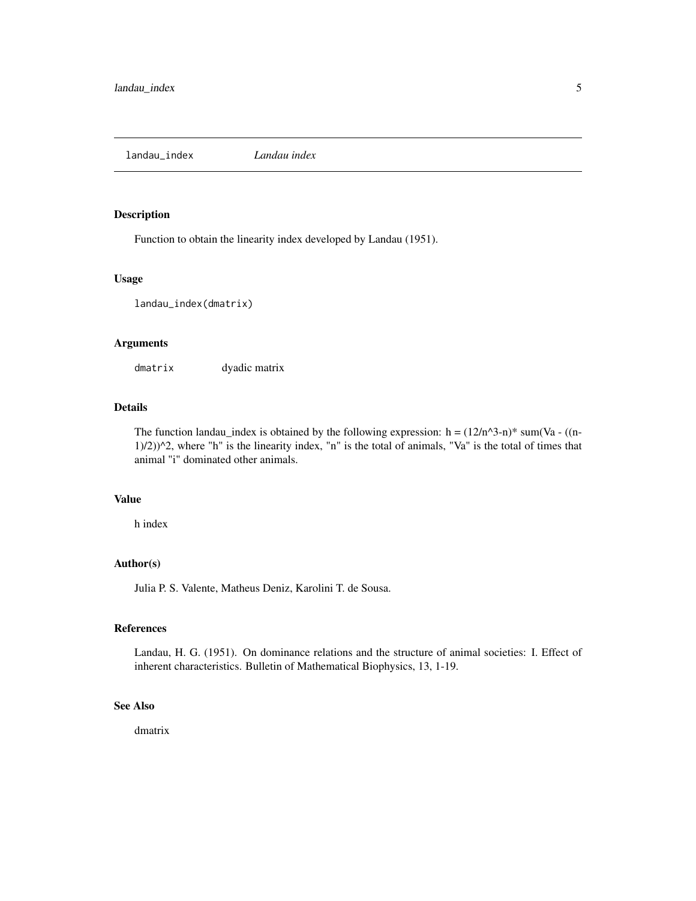## landau_index *Landau index*

### Description

Function to obtain the linearity index developed by Landau (1951).

### Usage

```
landau_index(dmatrix)
```

### Arguments

| | |
|---|---|
| `dmatrix` | dyadic matrix |

### Details

The function landau_index is obtained by the following expression: h = (12/n^3-n)* sum(Va - ((n-1)/2))^2, where "h" is the linearity index, "n" is the total of animals, "Va" is the total of times that animal "i" dominated other animals.

### Value

h index

### Author(s)

Julia P. S. Valente, Matheus Deniz, Karolini T. de Sousa.

### References

Landau, H. G. (1951). On dominance relations and the structure of animal societies: I. Effect of inherent characteristics. Bulletin of Mathematical Biophysics, 13, 1-19.

### See Also

dmatrix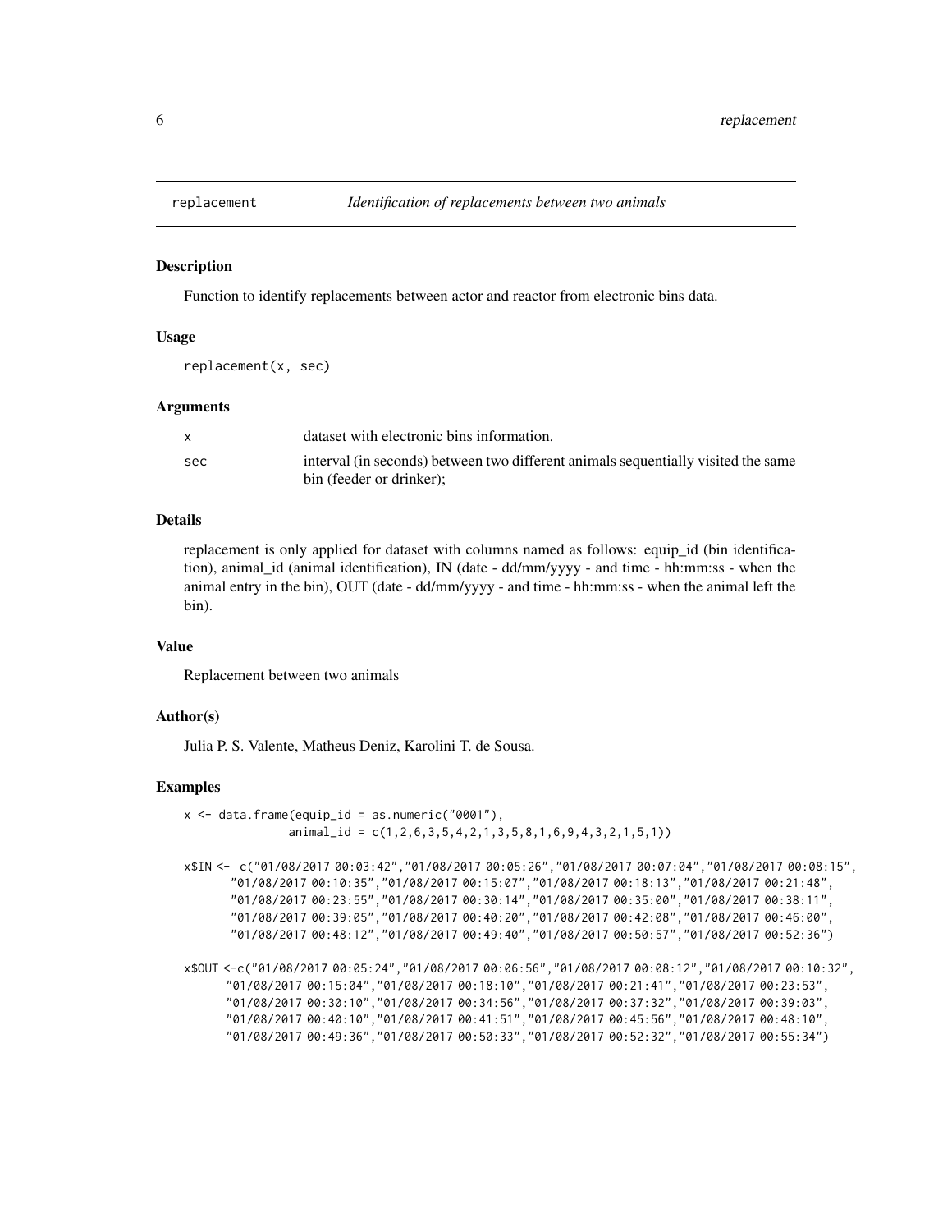replacement &nbsp;&nbsp;&nbsp;&nbsp; *Identification of replacements between two animals*

## Description

Function to identify replacements between actor and reactor from electronic bins data.

## Usage

```
replacement(x, sec)
```

## Arguments

| | |
|---|---|
| x | dataset with electronic bins information. |
| sec | interval (in seconds) between two different animals sequentially visited the same bin (feeder or drinker); |

## Details

replacement is only applied for dataset with columns named as follows: equip_id (bin identification), animal_id (animal identification), IN (date - dd/mm/yyyy - and time - hh:mm:ss - when the animal entry in the bin), OUT (date - dd/mm/yyyy - and time - hh:mm:ss - when the animal left the bin).

## Value

Replacement between two animals

## Author(s)

Julia P. S. Valente, Matheus Deniz, Karolini T. de Sousa.

## Examples

```
x <- data.frame(equip_id = as.numeric("0001"),
              animal_id = c(1,2,6,3,5,4,2,1,3,5,8,1,6,9,4,3,2,1,5,1))

x$IN <-  c("01/08/2017 00:03:42","01/08/2017 00:05:26","01/08/2017 00:07:04","01/08/2017 00:08:15",
       "01/08/2017 00:10:35","01/08/2017 00:15:07","01/08/2017 00:18:13","01/08/2017 00:21:48",
       "01/08/2017 00:23:55","01/08/2017 00:30:14","01/08/2017 00:35:00","01/08/2017 00:38:11",
       "01/08/2017 00:39:05","01/08/2017 00:40:20","01/08/2017 00:42:08","01/08/2017 00:46:00",
       "01/08/2017 00:48:12","01/08/2017 00:49:40","01/08/2017 00:50:57","01/08/2017 00:52:36")

x$OUT <-c("01/08/2017 00:05:24","01/08/2017 00:06:56","01/08/2017 00:08:12","01/08/2017 00:10:32",
      "01/08/2017 00:15:04","01/08/2017 00:18:10","01/08/2017 00:21:41","01/08/2017 00:23:53",
      "01/08/2017 00:30:10","01/08/2017 00:34:56","01/08/2017 00:37:32","01/08/2017 00:39:03",
      "01/08/2017 00:40:10","01/08/2017 00:41:51","01/08/2017 00:45:56","01/08/2017 00:48:10",
      "01/08/2017 00:49:36","01/08/2017 00:50:33","01/08/2017 00:52:32","01/08/2017 00:55:34")
```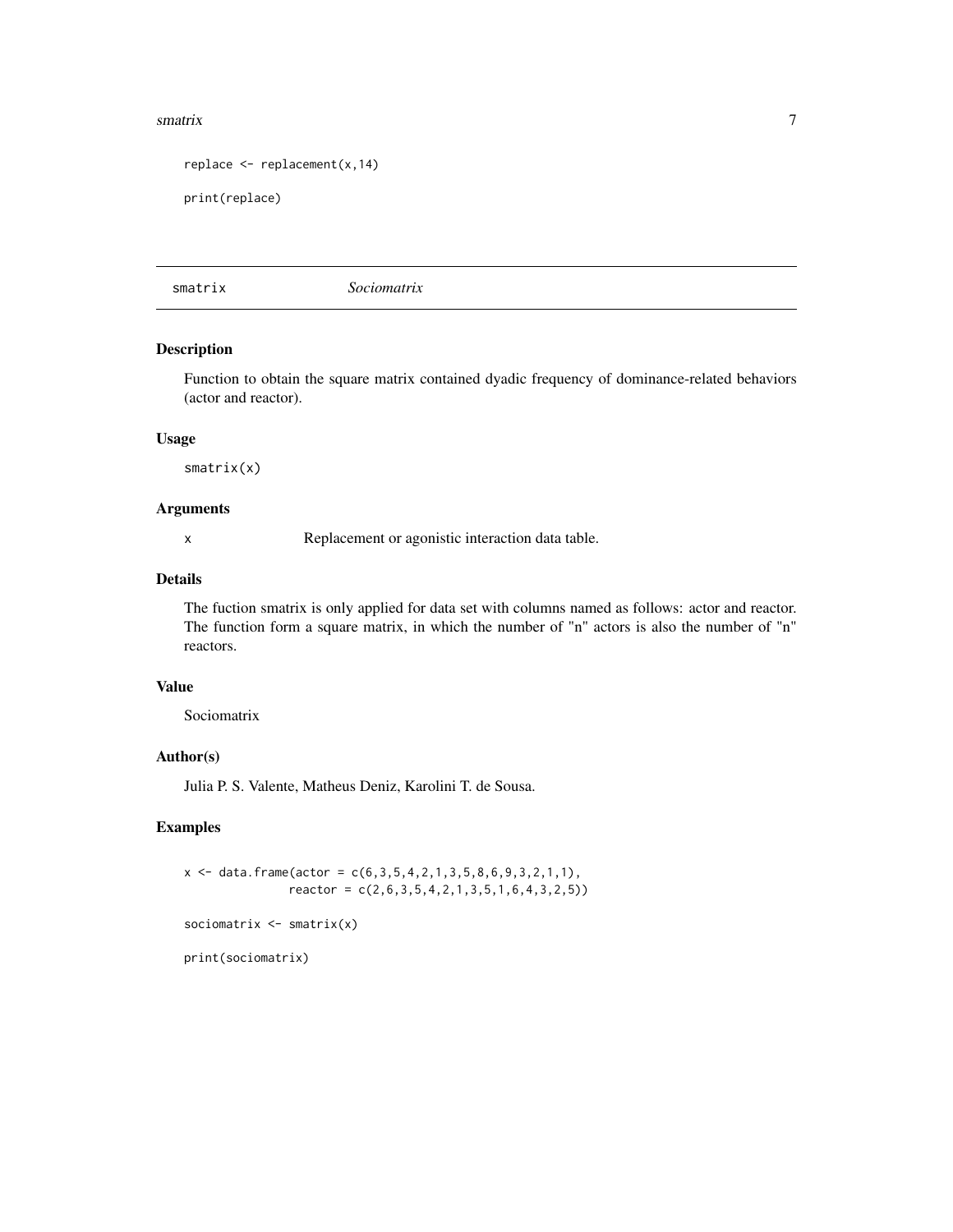```
replace <- replacement(x,14)

print(replace)
```

## smatrix *Sociomatrix*

### Description

Function to obtain the square matrix contained dyadic frequency of dominance-related behaviors (actor and reactor).

### Usage

```
smatrix(x)
```

### Arguments

| | |
|---|---|
| x | Replacement or agonistic interaction data table. |

### Details

The fuction smatrix is only applied for data set with columns named as follows: actor and reactor. The function form a square matrix, in which the number of "n" actors is also the number of "n" reactors.

### Value

Sociomatrix

### Author(s)

Julia P. S. Valente, Matheus Deniz, Karolini T. de Sousa.

### Examples

```
x <- data.frame(actor = c(6,3,5,4,2,1,3,5,8,6,9,3,2,1,1),
                reactor = c(2,6,3,5,4,2,1,3,5,1,6,4,3,2,5))

sociomatrix <- smatrix(x)

print(sociomatrix)
```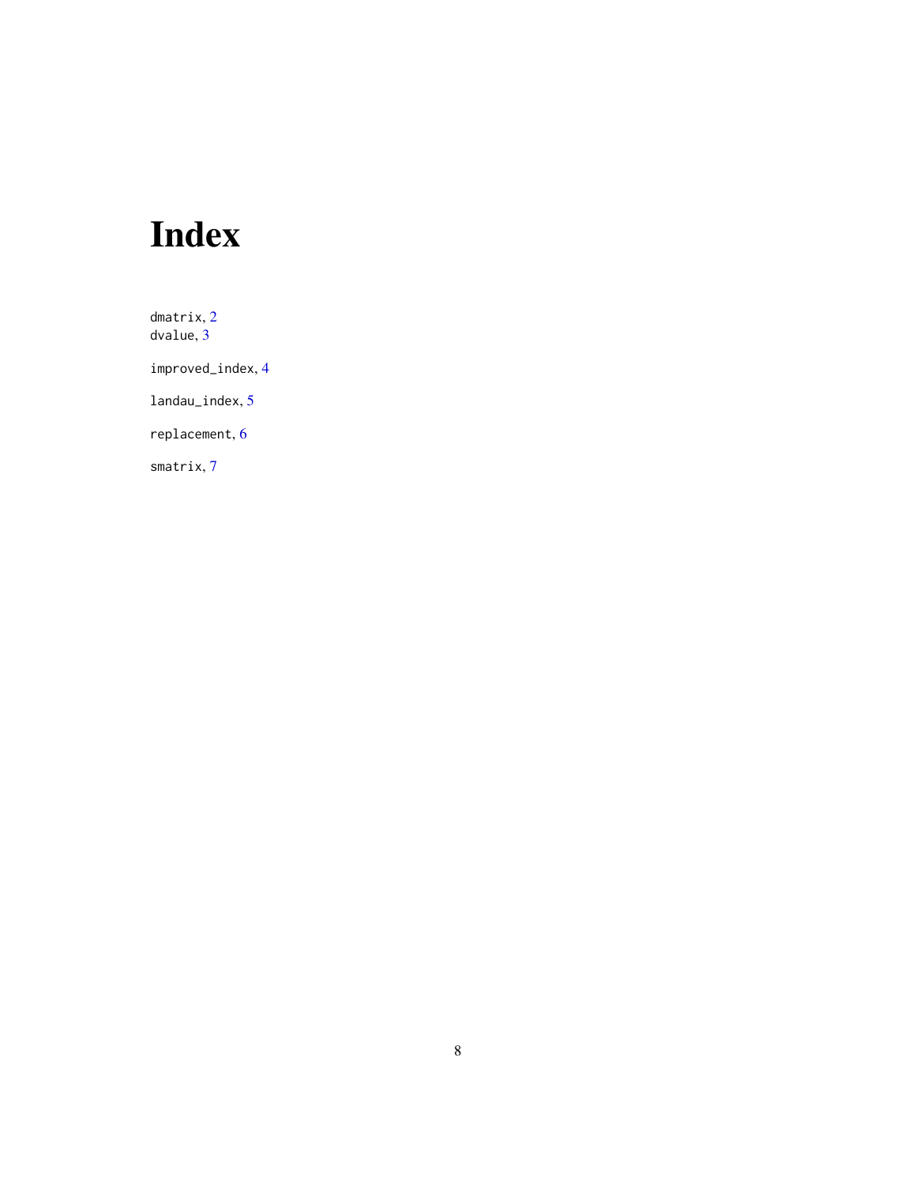# Index

dmatrix, 2
dvalue, 3

improved_index, 4

landau_index, 5

replacement, 6

smatrix, 7